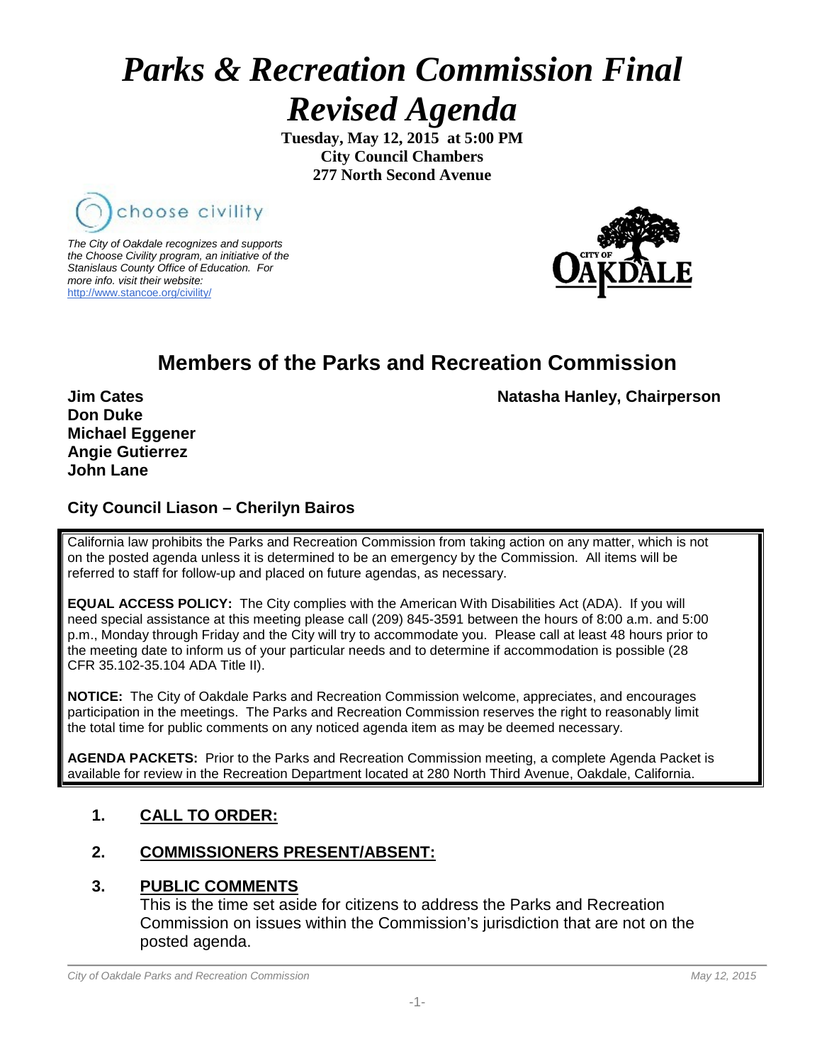# *Parks & Recreation Commission Final Revised Agenda*

**Tuesday, May 12, 2015 at 5:00 PM**
**City Council Chambers**
**277 North Second Avenue**

choose civility

*The City of Oakdale recognizes and supports the Choose Civility program, an initiative of the Stanislaus County Office of Education. For more info. visit their website:* http://www.stancoe.org/civility/

## Members of the Parks and Recreation Commission

**Natasha Hanley, Chairperson**

**Jim Cates**
**Don Duke**
**Michael Eggener**
**Angie Gutierrez**
**John Lane**

**City Council Liason – Cherilyn Bairos**

California law prohibits the Parks and Recreation Commission from taking action on any matter, which is not on the posted agenda unless it is determined to be an emergency by the Commission. All items will be referred to staff for follow-up and placed on future agendas, as necessary.

**EQUAL ACCESS POLICY:** The City complies with the American With Disabilities Act (ADA). If you will need special assistance at this meeting please call (209) 845-3591 between the hours of 8:00 a.m. and 5:00 p.m., Monday through Friday and the City will try to accommodate you. Please call at least 48 hours prior to the meeting date to inform us of your particular needs and to determine if accommodation is possible (28 CFR 35.102-35.104 ADA Title II).

**NOTICE:** The City of Oakdale Parks and Recreation Commission welcome, appreciates, and encourages participation in the meetings. The Parks and Recreation Commission reserves the right to reasonably limit the total time for public comments on any noticed agenda item as may be deemed necessary.

**AGENDA PACKETS:** Prior to the Parks and Recreation Commission meeting, a complete Agenda Packet is available for review in the Recreation Department located at 280 North Third Avenue, Oakdale, California.

1. **CALL TO ORDER:**

2. **COMMISSIONERS PRESENT/ABSENT:**

3. **PUBLIC COMMENTS**
   This is the time set aside for citizens to address the Parks and Recreation Commission on issues within the Commission's jurisdiction that are not on the posted agenda.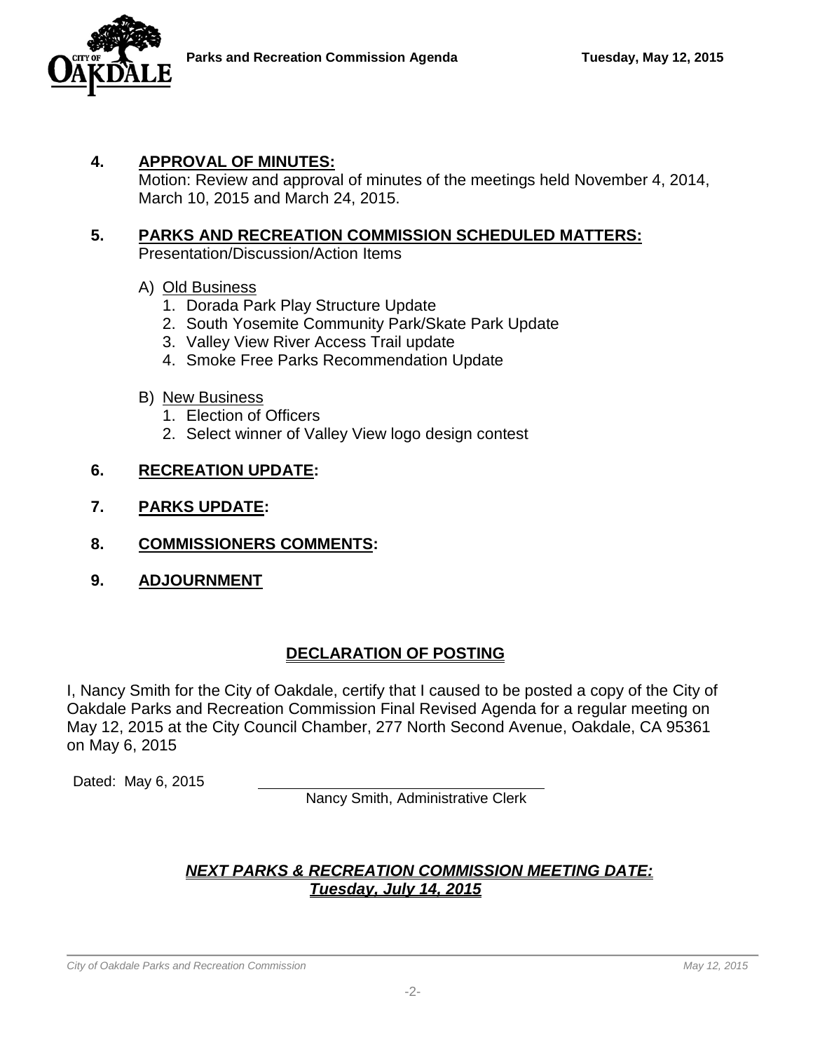**4. APPROVAL OF MINUTES:**

Motion: Review and approval of minutes of the meetings held November 4, 2014, March 10, 2015 and March 24, 2015.

**5. PARKS AND RECREATION COMMISSION SCHEDULED MATTERS:**

Presentation/Discussion/Action Items

A) Old Business
   1. Dorada Park Play Structure Update
   2. South Yosemite Community Park/Skate Park Update
   3. Valley View River Access Trail update
   4. Smoke Free Parks Recommendation Update

B) New Business
   1. Election of Officers
   2. Select winner of Valley View logo design contest

**6. RECREATION UPDATE:**

**7. PARKS UPDATE:**

**8. COMMISSIONERS COMMENTS:**

**9. ADJOURNMENT**

## DECLARATION OF POSTING

I, Nancy Smith for the City of Oakdale, certify that I caused to be posted a copy of the City of Oakdale Parks and Recreation Commission Final Revised Agenda for a regular meeting on May 12, 2015 at the City Council Chamber, 277 North Second Avenue, Oakdale, CA 95361 on May 6, 2015

Dated: May 6, 2015

______________________________
Nancy Smith, Administrative Clerk

***NEXT PARKS & RECREATION COMMISSION MEETING DATE: Tuesday, July 14, 2015***